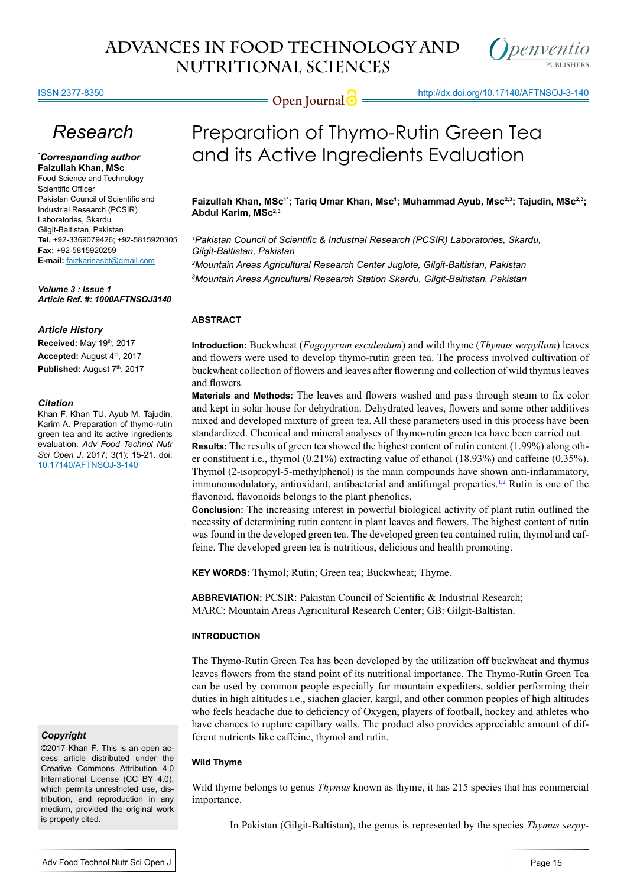# Research

# Preparation of Thymo-Rutin Green Tea and its Active Ingredients Evaluation

**Faizullah Khan, MSc[1*]; Tariq Umar Khan, Msc[1]; Muhammad Ayub, Msc[2,3]; Tajudin, MSc[2,3]; Abdul Karim, MSc[2,3]**

*[1]Pakistan Council of Scientific & Industrial Research (PCSIR) Laboratories, Skardu, Gilgit-Baltistan, Pakistan*

*[2]Mountain Areas Agricultural Research Center Juglote, Gilgit-Baltistan, Pakistan*

*[3]Mountain Areas Agricultural Research Station Skardu, Gilgit-Baltistan, Pakistan*

***Corresponding author**
**Faizullah Khan, MSc**
Food Science and Technology
Scientific Officer
Pakistan Council of Scientific and Industrial Research (PCSIR)
Laboratories, Skardu
Gilgit-Baltistan, Pakistan
**Tel.** +92-3369079426; +92-5815920305
**Fax:** +92-5815920259
**E-mail:** faizkarinasbt@gmail.com

***Volume 3 : Issue 1***
***Article Ref. #: 1000AFTNSOJ3140***

***Article History***
**Received:** May 19th, 2017
**Accepted:** August 4th, 2017
**Published:** August 7th, 2017

***Citation***
Khan F, Khan TU, Ayub M, Tajudin, Karim A. Preparation of thymo-rutin green tea and its active ingredients evaluation. *Adv Food Technol Nutr Sci Open J*. 2017; 3(1): 15-21. doi: 10.17140/AFTNSOJ-3-140

***Copyright***
©2017 Khan F. This is an open access article distributed under the Creative Commons Attribution 4.0 International License (CC BY 4.0), which permits unrestricted use, distribution, and reproduction in any medium, provided the original work is properly cited.

## ABSTRACT

**Introduction:** Buckwheat (*Fagopyrum esculentum*) and wild thyme (*Thymus serpyllum*) leaves and flowers were used to develop thymo-rutin green tea. The process involved cultivation of buckwheat collection of flowers and leaves after flowering and collection of wild thymus leaves and flowers.

**Materials and Methods:** The leaves and flowers washed and pass through steam to fix color and kept in solar house for dehydration. Dehydrated leaves, flowers and some other additives mixed and developed mixture of green tea. All these parameters used in this process have been standardized. Chemical and mineral analyses of thymo-rutin green tea have been carried out.

**Results:** The results of green tea showed the highest content of rutin content (1.99%) along other constituent i.e., thymol (0.21%) extracting value of ethanol (18.93%) and caffeine (0.35%). Thymol (2-isopropyl-5-methylphenol) is the main compounds have shown anti-inflammatory, immunomodulatory, antioxidant, antibacterial and antifungal properties.[1,2] Rutin is one of the flavonoid, flavonoids belongs to the plant phenolics.

**Conclusion:** The increasing interest in powerful biological activity of plant rutin outlined the necessity of determining rutin content in plant leaves and flowers. The highest content of rutin was found in the developed green tea. The developed green tea contained rutin, thymol and caffeine. The developed green tea is nutritious, delicious and health promoting.

**KEY WORDS:** Thymol; Rutin; Green tea; Buckwheat; Thyme.

**ABBREVIATION:** PCSIR: Pakistan Council of Scientific & Industrial Research; MARC: Mountain Areas Agricultural Research Center; GB: Gilgit-Baltistan.

## INTRODUCTION

The Thymo-Rutin Green Tea has been developed by the utilization off buckwheat and thymus leaves flowers from the stand point of its nutritional importance. The Thymo-Rutin Green Tea can be used by common people especially for mountain expediters, soldier performing their duties in high altitudes i.e., siachen glacier, kargil, and other common peoples of high altitudes who feels headache due to deficiency of Oxygen, players of football, hockey and athletes who have chances to rupture capillary walls. The product also provides appreciable amount of different nutrients like caffeine, thymol and rutin.

### Wild Thyme

Wild thyme belongs to genus *Thymus* known as thyme, it has 215 species that has commercial importance.

In Pakistan (Gilgit-Baltistan), the genus is represented by the species *Thymus serpy-*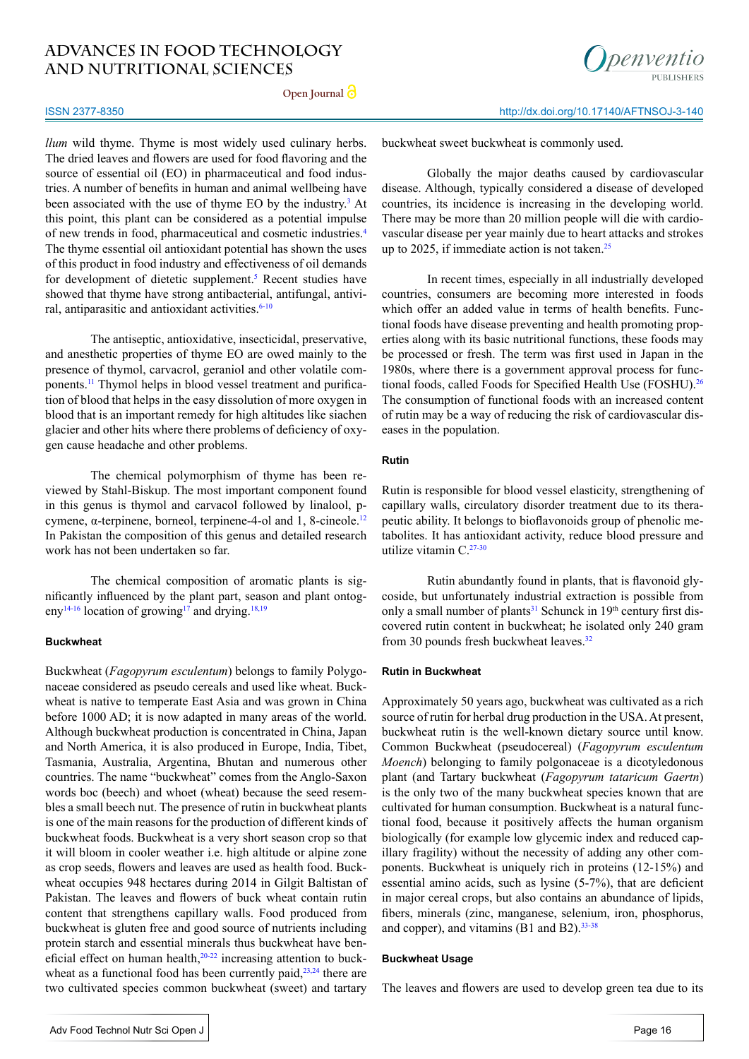*llum* wild thyme. Thyme is most widely used culinary herbs. The dried leaves and flowers are used for food flavoring and the source of essential oil (EO) in pharmaceutical and food industries. A number of benefits in human and animal wellbeing have been associated with the use of thyme EO by the industry.[3] At this point, this plant can be considered as a potential impulse of new trends in food, pharmaceutical and cosmetic industries.[4] The thyme essential oil antioxidant potential has shown the uses of this product in food industry and effectiveness of oil demands for development of dietetic supplement.[5] Recent studies have showed that thyme have strong antibacterial, antifungal, antiviral, antiparasitic and antioxidant activities.[6-10]

The antiseptic, antioxidative, insecticidal, preservative, and anesthetic properties of thyme EO are owed mainly to the presence of thymol, carvacrol, geraniol and other volatile components.[11] Thymol helps in blood vessel treatment and purification of blood that helps in the easy dissolution of more oxygen in blood that is an important remedy for high altitudes like siachen glacier and other hits where there problems of deficiency of oxygen cause headache and other problems.

The chemical polymorphism of thyme has been reviewed by Stahl-Biskup. The most important component found in this genus is thymol and carvacol followed by linalool, p-cymene, α-terpinene, borneol, terpinene-4-ol and 1, 8-cineole.[12] In Pakistan the composition of this genus and detailed research work has not been undertaken so far.

The chemical composition of aromatic plants is significantly influenced by the plant part, season and plant ontogeny[14-16] location of growing[17] and drying.[18,19]

**Buckwheat**

Buckwheat (*Fagopyrum esculentum*) belongs to family Polygonaceae considered as pseudo cereals and used like wheat. Buckwheat is native to temperate East Asia and was grown in China before 1000 AD; it is now adapted in many areas of the world. Although buckwheat production is concentrated in China, Japan and North America, it is also produced in Europe, India, Tibet, Tasmania, Australia, Argentina, Bhutan and numerous other countries. The name "buckwheat" comes from the Anglo-Saxon words boc (beech) and whoet (wheat) because the seed resembles a small beech nut. The presence of rutin in buckwheat plants is one of the main reasons for the production of different kinds of buckwheat foods. Buckwheat is a very short season crop so that it will bloom in cooler weather i.e. high altitude or alpine zone as crop seeds, flowers and leaves are used as health food. Buckwheat occupies 948 hectares during 2014 in Gilgit Baltistan of Pakistan. The leaves and flowers of buck wheat contain rutin content that strengthens capillary walls. Food produced from buckwheat is gluten free and good source of nutrients including protein starch and essential minerals thus buckwheat have beneficial effect on human health,[20-22] increasing attention to buckwheat as a functional food has been currently paid,[23,24] there are two cultivated species common buckwheat (sweet) and tartary buckwheat sweet buckwheat is commonly used.

Globally the major deaths caused by cardiovascular disease. Although, typically considered a disease of developed countries, its incidence is increasing in the developing world. There may be more than 20 million people will die with cardiovascular disease per year mainly due to heart attacks and strokes up to 2025, if immediate action is not taken.[25]

In recent times, especially in all industrially developed countries, consumers are becoming more interested in foods which offer an added value in terms of health benefits. Functional foods have disease preventing and health promoting properties along with its basic nutritional functions, these foods may be processed or fresh. The term was first used in Japan in the 1980s, where there is a government approval process for functional foods, called Foods for Specified Health Use (FOSHU).[26] The consumption of functional foods with an increased content of rutin may be a way of reducing the risk of cardiovascular diseases in the population.

**Rutin**

Rutin is responsible for blood vessel elasticity, strengthening of capillary walls, circulatory disorder treatment due to its therapeutic ability. It belongs to bioflavonoids group of phenolic metabolites. It has antioxidant activity, reduce blood pressure and utilize vitamin C.[27-30]

Rutin abundantly found in plants, that is flavonoid glycoside, but unfortunately industrial extraction is possible from only a small number of plants[31] Schunck in 19th century first discovered rutin content in buckwheat; he isolated only 240 gram from 30 pounds fresh buckwheat leaves.[32]

**Rutin in Buckwheat**

Approximately 50 years ago, buckwheat was cultivated as a rich source of rutin for herbal drug production in the USA. At present, buckwheat rutin is the well-known dietary source until know. Common Buckwheat (pseudocereal) (*Fagopyrum esculentum Moench*) belonging to family polgonaceae is a dicotyledonous plant (and Tartary buckwheat (*Fagopyrum tataricum Gaertn*) is the only two of the many buckwheat species known that are cultivated for human consumption. Buckwheat is a natural functional food, because it positively affects the human organism biologically (for example low glycemic index and reduced capillary fragility) without the necessity of adding any other components. Buckwheat is uniquely rich in proteins (12-15%) and essential amino acids, such as lysine (5-7%), that are deficient in major cereal crops, but also contains an abundance of lipids, fibers, minerals (zinc, manganese, selenium, iron, phosphorus, and copper), and vitamins (B1 and B2).[33-38]

**Buckwheat Usage**

The leaves and flowers are used to develop green tea due to its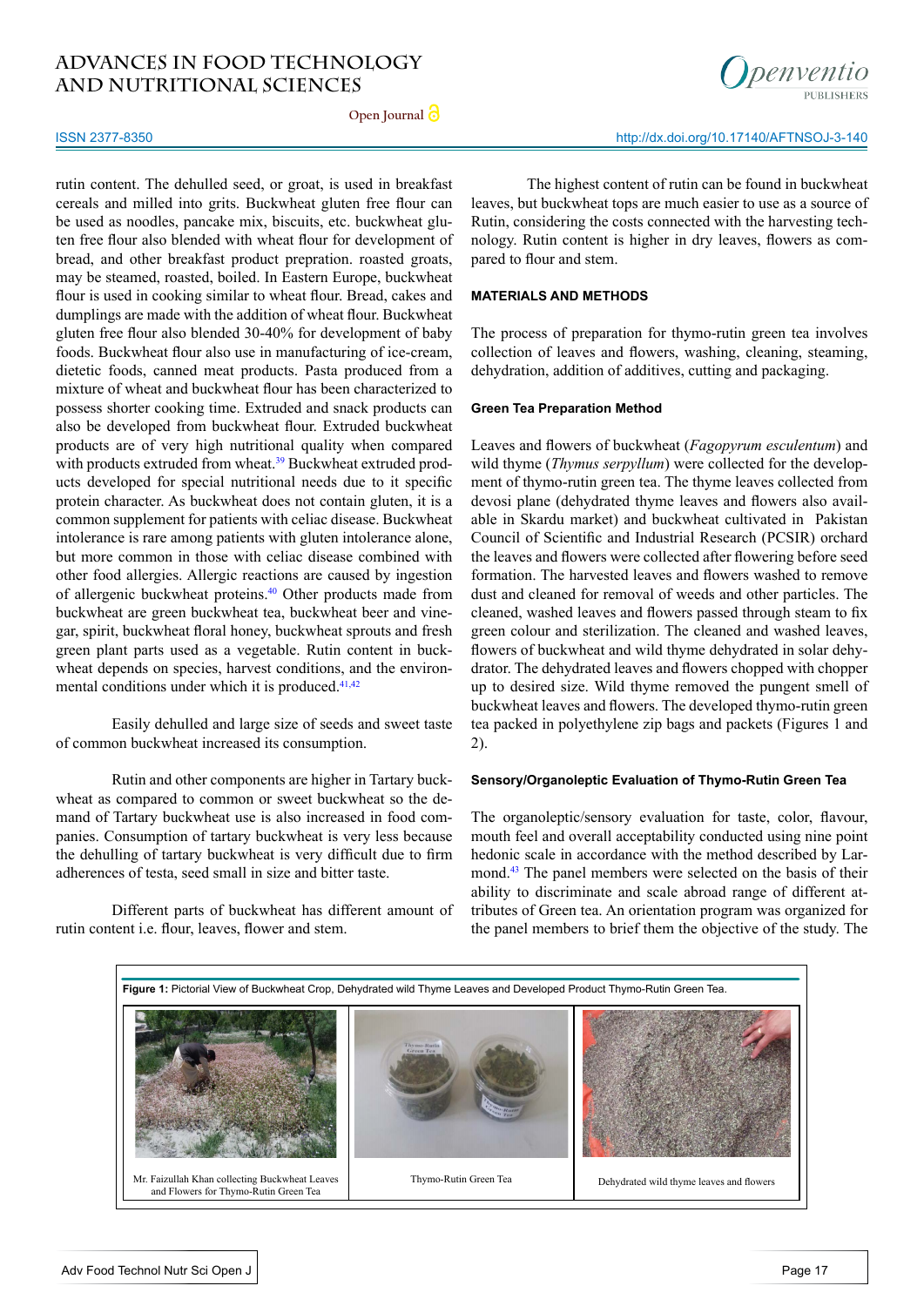rutin content. The dehulled seed, or groat, is used in breakfast cereals and milled into grits. Buckwheat gluten free flour can be used as noodles, pancake mix, biscuits, etc. buckwheat gluten free flour also blended with wheat flour for development of bread, and other breakfast product prepration. roasted groats, may be steamed, roasted, boiled. In Eastern Europe, buckwheat flour is used in cooking similar to wheat flour. Bread, cakes and dumplings are made with the addition of wheat flour. Buckwheat gluten free flour also blended 30-40% for development of baby foods. Buckwheat flour also use in manufacturing of ice-cream, dietetic foods, canned meat products. Pasta produced from a mixture of wheat and buckwheat flour has been characterized to possess shorter cooking time. Extruded and snack products can also be developed from buckwheat flour. Extruded buckwheat products are of very high nutritional quality when compared with products extruded from wheat.[39] Buckwheat extruded products developed for special nutritional needs due to it specific protein character. As buckwheat does not contain gluten, it is a common supplement for patients with celiac disease. Buckwheat intolerance is rare among patients with gluten intolerance alone, but more common in those with celiac disease combined with other food allergies. Allergic reactions are caused by ingestion of allergenic buckwheat proteins.[40] Other products made from buckwheat are green buckwheat tea, buckwheat beer and vinegar, spirit, buckwheat floral honey, buckwheat sprouts and fresh green plant parts used as a vegetable. Rutin content in buckwheat depends on species, harvest conditions, and the environmental conditions under which it is produced.[41,42]

Easily dehulled and large size of seeds and sweet taste of common buckwheat increased its consumption.

Rutin and other components are higher in Tartary buckwheat as compared to common or sweet buckwheat so the demand of Tartary buckwheat use is also increased in food companies. Consumption of tartary buckwheat is very less because the dehulling of tartary buckwheat is very difficult due to firm adherences of testa, seed small in size and bitter taste.

Different parts of buckwheat has different amount of rutin content i.e. flour, leaves, flower and stem.

The highest content of rutin can be found in buckwheat leaves, but buckwheat tops are much easier to use as a source of Rutin, considering the costs connected with the harvesting technology. Rutin content is higher in dry leaves, flowers as compared to flour and stem.

## MATERIALS AND METHODS

The process of preparation for thymo-rutin green tea involves collection of leaves and flowers, washing, cleaning, steaming, dehydration, addition of additives, cutting and packaging.

### Green Tea Preparation Method

Leaves and flowers of buckwheat (*Fagopyrum esculentum*) and wild thyme (*Thymus serpyllum*) were collected for the development of thymo-rutin green tea. The thyme leaves collected from devosi plane (dehydrated thyme leaves and flowers also available in Skardu market) and buckwheat cultivated in Pakistan Council of Scientific and Industrial Research (PCSIR) orchard the leaves and flowers were collected after flowering before seed formation. The harvested leaves and flowers washed to remove dust and cleaned for removal of weeds and other particles. The cleaned, washed leaves and flowers passed through steam to fix green colour and sterilization. The cleaned and washed leaves, flowers of buckwheat and wild thyme dehydrated in solar dehydrator. The dehydrated leaves and flowers chopped with chopper up to desired size. Wild thyme removed the pungent smell of buckwheat leaves and flowers. The developed thymo-rutin green tea packed in polyethylene zip bags and packets (Figures 1 and 2).

### Sensory/Organoleptic Evaluation of Thymo-Rutin Green Tea

The organoleptic/sensory evaluation for taste, color, flavour, mouth feel and overall acceptability conducted using nine point hedonic scale in accordance with the method described by Larmond.[43] The panel members were selected on the basis of their ability to discriminate and scale abroad range of different attributes of Green tea. An orientation program was organized for the panel members to brief them the objective of the study. The

**Figure 1:** Pictorial View of Buckwheat Crop, Dehydrated wild Thyme Leaves and Developed Product Thymo-Rutin Green Tea.

Mr. Faizullah Khan collecting Buckwheat Leaves and Flowers for Thymo-Rutin Green Tea

Thymo-Rutin Green Tea

Dehydrated wild thyme leaves and flowers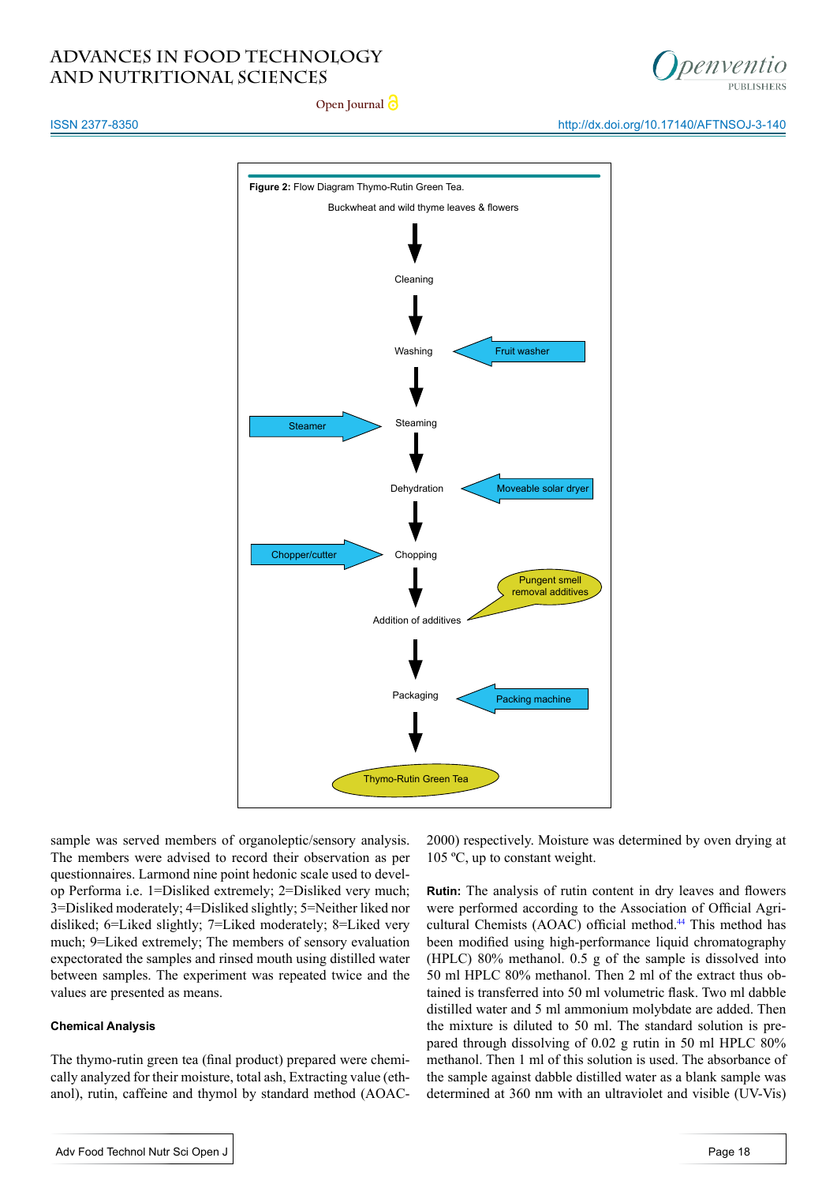**Figure 2:** Flow Diagram Thymo-Rutin Green Tea.

Buckwheat and wild thyme leaves & flowers

↓

Cleaning

↓

Washing ← Fruit washer

↓

Steamer → Steaming

↓

Dehydration ← Moveable solar dryer

↓

Chopper/cutter → Chopping

↓

Addition of additives ← Pungent smell removal additives

↓

Packaging ← Packing machine

↓

Thymo-Rutin Green Tea

sample was served members of organoleptic/sensory analysis. The members were advised to record their observation as per questionnaires. Larmond nine point hedonic scale used to develop Performa i.e. 1=Disliked extremely; 2=Disliked very much; 3=Disliked moderately; 4=Disliked slightly; 5=Neither liked nor disliked; 6=Liked slightly; 7=Liked moderately; 8=Liked very much; 9=Liked extremely; The members of sensory evaluation expectorated the samples and rinsed mouth using distilled water between samples. The experiment was repeated twice and the values are presented as means.

#### Chemical Analysis

The thymo-rutin green tea (final product) prepared were chemically analyzed for their moisture, total ash, Extracting value (ethanol), rutin, caffeine and thymol by standard method (AOAC-2000) respectively. Moisture was determined by oven drying at 105 ºC, up to constant weight.

**Rutin:** The analysis of rutin content in dry leaves and flowers were performed according to the Association of Official Agricultural Chemists (AOAC) official method.[44] This method has been modified using high-performance liquid chromatography (HPLC) 80% methanol. 0.5 g of the sample is dissolved into 50 ml HPLC 80% methanol. Then 2 ml of the extract thus obtained is transferred into 50 ml volumetric flask. Two ml dabble distilled water and 5 ml ammonium molybdate are added. Then the mixture is diluted to 50 ml. The standard solution is prepared through dissolving of 0.02 g rutin in 50 ml HPLC 80% methanol. Then 1 ml of this solution is used. The absorbance of the sample against dabble distilled water as a blank sample was determined at 360 nm with an ultraviolet and visible (UV-Vis)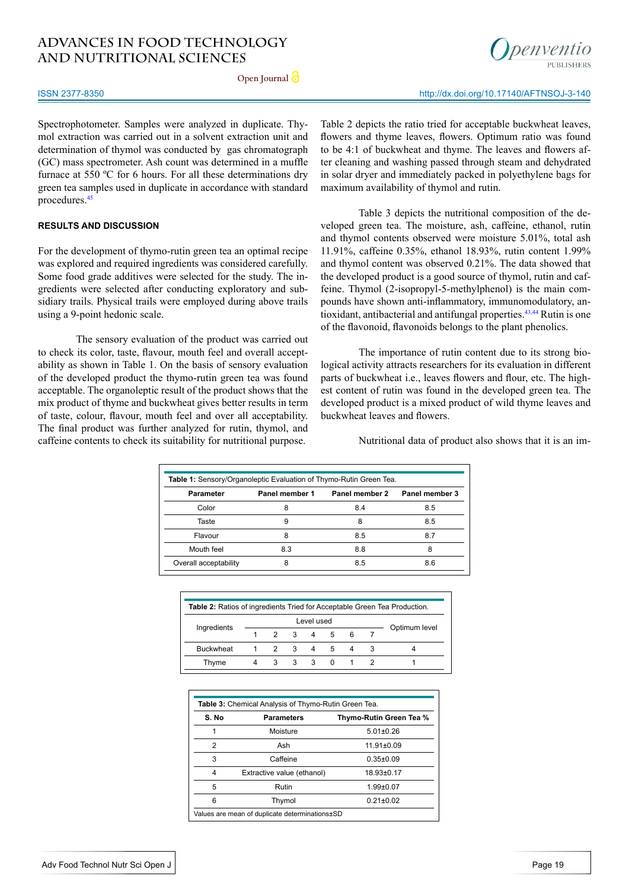Spectrophotometer. Samples were analyzed in duplicate. Thymol extraction was carried out in a solvent extraction unit and determination of thymol was conducted by gas chromatograph (GC) mass spectrometer. Ash count was determined in a muffle furnace at 550 ºC for 6 hours. For all these determinations dry green tea samples used in duplicate in accordance with standard procedures.[45]

## RESULTS AND DISCUSSION

For the development of thymo-rutin green tea an optimal recipe was explored and required ingredients was considered carefully. Some food grade additives were selected for the study. The ingredients were selected after conducting exploratory and subsidiary trails. Physical trails were employed during above trails using a 9-point hedonic scale.

The sensory evaluation of the product was carried out to check its color, taste, flavour, mouth feel and overall acceptability as shown in Table 1. On the basis of sensory evaluation of the developed product the thymo-rutin green tea was found acceptable. The organoleptic result of the product shows that the mix product of thyme and buckwheat gives better results in term of taste, colour, flavour, mouth feel and over all acceptability. The final product was further analyzed for rutin, thymol, and caffeine contents to check its suitability for nutritional purpose.

Table 2 depicts the ratio tried for acceptable buckwheat leaves, flowers and thyme leaves, flowers. Optimum ratio was found to be 4:1 of buckwheat and thyme. The leaves and flowers after cleaning and washing passed through steam and dehydrated in solar dryer and immediately packed in polyethylene bags for maximum availability of thymol and rutin.

Table 3 depicts the nutritional composition of the developed green tea. The moisture, ash, caffeine, ethanol, rutin and thymol contents observed were moisture 5.01%, total ash 11.91%, caffeine 0.35%, ethanol 18.93%, rutin content 1.99% and thymol content was observed 0.21%. The data showed that the developed product is a good source of thymol, rutin and caffeine. Thymol (2-isopropyl-5-methylphenol) is the main compounds have shown anti-inflammatory, immunomodulatory, antioxidant, antibacterial and antifungal properties.[43,44] Rutin is one of the flavonoid, flavonoids belongs to the plant phenolics.

The importance of rutin content due to its strong biological activity attracts researchers for its evaluation in different parts of buckwheat i.e., leaves flowers and flour, etc. The highest content of rutin was found in the developed green tea. The developed product is a mixed product of wild thyme leaves and buckwheat leaves and flowers.

Nutritional data of product also shows that it is an im-

**Table 1:** Sensory/Organoleptic Evaluation of Thymo-Rutin Green Tea.

| Parameter | Panel member 1 | Panel member 2 | Panel member 3 |
|---|---|---|---|
| Color | 8 | 8.4 | 8.5 |
| Taste | 9 | 8 | 8.5 |
| Flavour | 8 | 8.5 | 8.7 |
| Mouth feel | 8.3 | 8.8 | 8 |
| Overall acceptability | 8 | 8.5 | 8.6 |

**Table 2:** Ratios of ingredients Tried for Acceptable Green Tea Production.

| Ingredients | Level used | | | | | | | Optimum level |
|---|---|---|---|---|---|---|---|---|
| | 1 | 2 | 3 | 4 | 5 | 6 | 7 | |
| Buckwheat | 1 | 2 | 3 | 4 | 5 | 4 | 3 | 4 |
| Thyme | 4 | 3 | 3 | 3 | 0 | 1 | 2 | 1 |

**Table 3:** Chemical Analysis of Thymo-Rutin Green Tea.

| S. No | Parameters | Thymo-Rutin Green Tea % |
|---|---|---|
| 1 | Moisture | 5.01±0.26 |
| 2 | Ash | 11.91±0.09 |
| 3 | Caffeine | 0.35±0.09 |
| 4 | Extractive value (ethanol) | 18.93±0.17 |
| 5 | Rutin | 1.99±0.07 |
| 6 | Thymol | 0.21±0.02 |

Values are mean of duplicate determinations±SD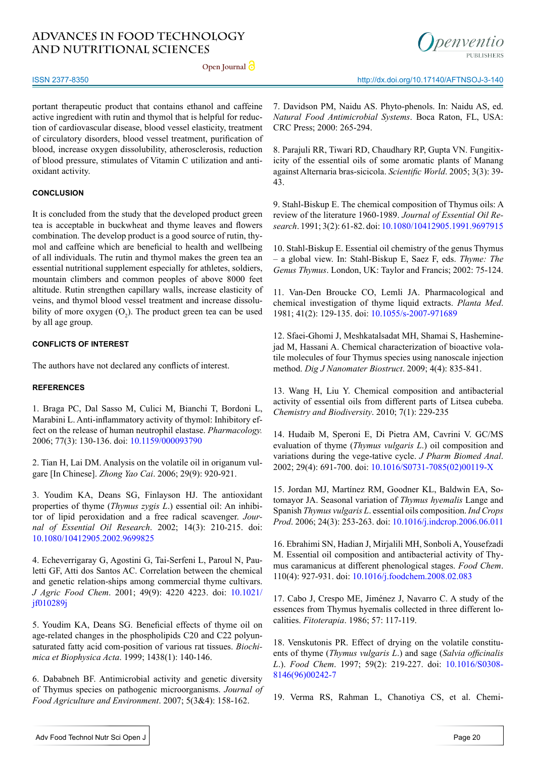portant therapeutic product that contains ethanol and caffeine active ingredient with rutin and thymol that is helpful for reduction of cardiovascular disease, blood vessel elasticity, treatment of circulatory disorders, blood vessel treatment, purification of blood, increase oxygen dissolubility, atherosclerosis, reduction of blood pressure, stimulates of Vitamin C utilization and antioxidant activity.

## CONCLUSION

It is concluded from the study that the developed product green tea is acceptable in buckwheat and thyme leaves and flowers combination. The develop product is a good source of rutin, thymol and caffeine which are beneficial to health and wellbeing of all individuals. The rutin and thymol makes the green tea an essential nutritional supplement especially for athletes, soldiers, mountain climbers and common peoples of above 8000 feet altitude. Rutin strengthen capillary walls, increase elasticity of veins, and thymol blood vessel treatment and increase dissolubility of more oxygen ($O_2$). The product green tea can be used by all age group.

## CONFLICTS OF INTEREST

The authors have not declared any conflicts of interest.

## REFERENCES

1. Braga PC, Dal Sasso M, Culici M, Bianchi T, Bordoni L, Marabini L. Anti-inflammatory activity of thymol: Inhibitory effect on the release of human neutrophil elastase. *Pharmacology.* 2006; 77(3): 130-136. doi: 10.1159/000093790

2. Tian H, Lai DM. Analysis on the volatile oil in origanum vulgare [In Chinese]. *Zhong Yao Cai*. 2006; 29(9): 920-921.

3. Youdim KA, Deans SG, Finlayson HJ. The antioxidant properties of thyme (*Thymus zygis L.*) essential oil: An inhibitor of lipid peroxidation and a free radical scavenger. *Journal of Essential Oil Research*. 2002; 14(3): 210-215. doi: 10.1080/10412905.2002.9699825

4. Echeverrigaray G, Agostini G, Tai-Serfeni L, Paroul N, Pauletti GF, Atti dos Santos AC. Correlation between the chemical and genetic relation-ships among commercial thyme cultivars. *J Agric Food Chem*. 2001; 49(9): 4220 4223. doi: 10.1021/jf010289j

5. Youdim KA, Deans SG. Beneficial effects of thyme oil on age-related changes in the phospholipids C20 and C22 polyunsaturated fatty acid com-position of various rat tissues. *Biochimica et Biophysica Acta*. 1999; 1438(1): 140-146.

6. Dababneh BF. Antimicrobial activity and genetic diversity of Thymus species on pathogenic microorganisms. *Journal of Food Agriculture and Environment*. 2007; 5(3&4): 158-162.

7. Davidson PM, Naidu AS. Phyto-phenols. In: Naidu AS, ed. *Natural Food Antimicrobial Systems*. Boca Raton, FL, USA: CRC Press; 2000: 265-294.

8. Parajuli RR, Tiwari RD, Chaudhary RP, Gupta VN. Fungitixicity of the essential oils of some aromatic plants of Manang against Alternaria bras-sicicola. *Scientific World*. 2005; 3(3): 39-43.

9. Stahl-Biskup E. The chemical composition of Thymus oils: A review of the literature 1960-1989. *Journal of Essential Oil Research*. 1991; 3(2): 61-82. doi: 10.1080/10412905.1991.9697915

10. Stahl-Biskup E. Essential oil chemistry of the genus Thymus – a global view. In: Stahl-Biskup E, Saez F, eds. *Thyme: The Genus Thymus*. London, UK: Taylor and Francis; 2002: 75-124.

11. Van-Den Broucke CO, Lemli JA. Pharmacological and chemical investigation of thyme liquid extracts. *Planta Med*. 1981; 41(2): 129-135. doi: 10.1055/s-2007-971689

12. Sfaei-Ghomi J, Meshkatalsadat MH, Shamai S, Hasheminejad M, Hassani A. Chemical characterization of bioactive volatile molecules of four Thymus species using nanoscale injection method. *Dig J Nanomater Biostruct*. 2009; 4(4): 835-841.

13. Wang H, Liu Y. Chemical composition and antibacterial activity of essential oils from different parts of Litsea cubeba. *Chemistry and Biodiversity*. 2010; 7(1): 229-235

14. Hudaib M, Speroni E, Di Pietra AM, Cavrini V. GC/MS evaluation of thyme (*Thymus vulgaris L.*) oil composition and variations during the vege-tative cycle. *J Pharm Biomed Anal*. 2002; 29(4): 691-700. doi: 10.1016/S0731-7085(02)00119-X

15. Jordan MJ, Martínez RM, Goodner KL, Baldwin EA, Sotomayor JA. Seasonal variation of *Thymus hyemalis* Lange and Spanish *Thymus vulgaris L*. essential oils composition. *Ind Crops Prod*. 2006; 24(3): 253-263. doi: 10.1016/j.indcrop.2006.06.011

16. Ebrahimi SN, Hadian J, Mirjalili MH, Sonboli A, Yousefzadi M. Essential oil composition and antibacterial activity of Thymus caramanicus at different phenological stages. *Food Chem*. 110(4): 927-931. doi: 10.1016/j.foodchem.2008.02.083

17. Cabo J, Crespo ME, Jiménez J, Navarro C. A study of the essences from Thymus hyemalis collected in three different localities. *Fitoterapia*. 1986; 57: 117-119.

18. Venskutonis PR. Effect of drying on the volatile constituents of thyme (*Thymus vulgaris L.*) and sage (*Salvia officinalis L.*). *Food Chem*. 1997; 59(2): 219-227. doi: 10.1016/S0308-8146(96)00242-7

19. Verma RS, Rahman L, Chanotiya CS, et al. Chemi-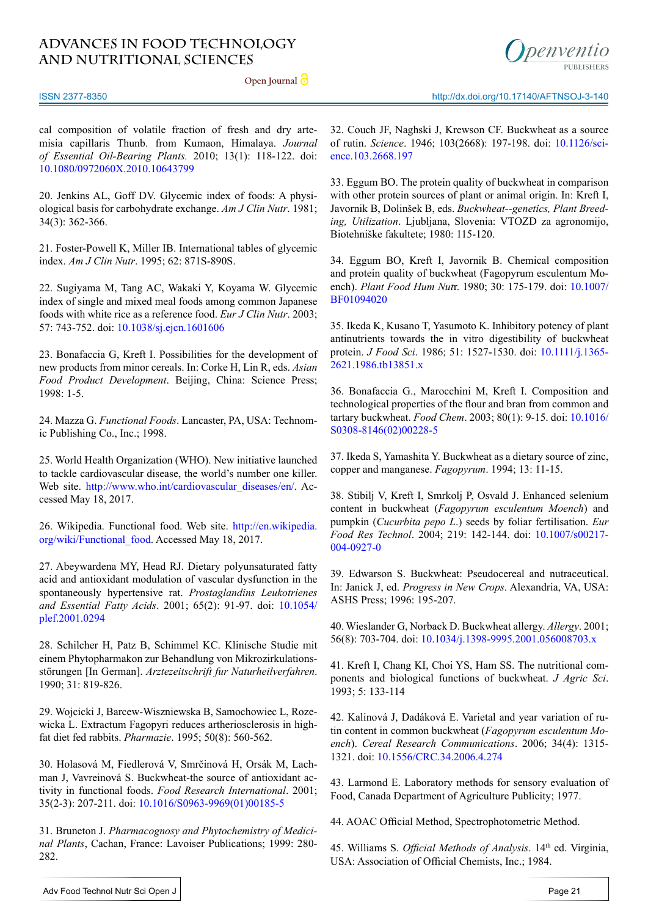cal composition of volatile fraction of fresh and dry artemisia capillaris Thunb. from Kumaon, Himalaya. *Journal of Essential Oil-Bearing Plants.* 2010; 13(1): 118-122. doi: 10.1080/0972060X.2010.10643799

20. Jenkins AL, Goff DV. Glycemic index of foods: A physiological basis for carbohydrate exchange. *Am J Clin Nutr*. 1981; 34(3): 362-366.

21. Foster-Powell K, Miller IB. International tables of glycemic index. *Am J Clin Nutr*. 1995; 62: 871S-890S.

22. Sugiyama M, Tang AC, Wakaki Y, Koyama W. Glycemic index of single and mixed meal foods among common Japanese foods with white rice as a reference food. *Eur J Clin Nutr*. 2003; 57: 743-752. doi: 10.1038/sj.ejcn.1601606

23. Bonafaccia G, Kreft I. Possibilities for the development of new products from minor cereals. In: Corke H, Lin R, eds. *Asian Food Product Development*. Beijing, China: Science Press; 1998: 1-5.

24. Mazza G. *Functional Foods*. Lancaster, PA, USA: Technomic Publishing Co., Inc.; 1998.

25. World Health Organization (WHO). New initiative launched to tackle cardiovascular disease, the world's number one killer. Web site. http://www.who.int/cardiovascular_diseases/en/. Accessed May 18, 2017.

26. Wikipedia. Functional food. Web site. http://en.wikipedia.org/wiki/Functional_food. Accessed May 18, 2017.

27. Abeywardena MY, Head RJ. Dietary polyunsaturated fatty acid and antioxidant modulation of vascular dysfunction in the spontaneously hypertensive rat. *Prostaglandins Leukotrienes and Essential Fatty Acids*. 2001; 65(2): 91-97. doi: 10.1054/plef.2001.0294

28. Schilcher H, Patz B, Schimmel KC. Klinische Studie mit einem Phytopharmakon zur Behandlung von Mikrozirkulationsstörungen [In German]. *Arztezeitschrift fur Naturheilverfahren*. 1990; 31: 819-826.

29. Wojcicki J, Barcew-Wiszniewska B, Samochowiec L, Rozewicka L. Extractum Fagopyri reduces artheriosclerosis in high-fat diet fed rabbits. *Pharmazie*. 1995; 50(8): 560-562.

30. Holasová M, Fiedlerová V, Smrčinová H, Orsák M, Lachman J, Vavreinová S. Buckwheat-the source of antioxidant activity in functional foods. *Food Research International*. 2001; 35(2-3): 207-211. doi: 10.1016/S0963-9969(01)00185-5

31. Bruneton J. *Pharmacognosy and Phytochemistry of Medicinal Plants*, Cachan, France: Lavoiser Publications; 1999: 280-282.

32. Couch JF, Naghski J, Krewson CF. Buckwheat as a source of rutin. *Science*. 1946; 103(2668): 197-198. doi: 10.1126/science.103.2668.197

33. Eggum BO. The protein quality of buckwheat in comparison with other protein sources of plant or animal origin. In: Kreft I, Javornik B, Dolinšek B, eds. *Buckwheat--genetics, Plant Breeding, Utilization*. Ljubljana, Slovenia: VTOZD za agronomijo, Biotehniške fakultete; 1980: 115-120.

34. Eggum BO, Kreft I, Javornik B. Chemical composition and protein quality of buckwheat (Fagopyrum esculentum Moench). *Plant Food Hum Nut*r. 1980; 30: 175-179. doi: 10.1007/BF01094020

35. Ikeda K, Kusano T, Yasumoto K. Inhibitory potency of plant antinutrients towards the in vitro digestibility of buckwheat protein. *J Food Sci*. 1986; 51: 1527-1530. doi: 10.1111/j.1365-2621.1986.tb13851.x

36. Bonafaccia G., Marocchini M, Kreft I. Composition and technological properties of the flour and bran from common and tartary buckwheat. *Food Chem*. 2003; 80(1): 9-15. doi: 10.1016/S0308-8146(02)00228-5

37. Ikeda S, Yamashita Y. Buckwheat as a dietary source of zinc, copper and manganese. *Fagopyrum*. 1994; 13: 11-15.

38. Stibilj V, Kreft I, Smrkolj P, Osvald J. Enhanced selenium content in buckwheat (*Fagopyrum esculentum Moench*) and pumpkin (*Cucurbita pepo L.*) seeds by foliar fertilisation. *Eur Food Res Technol*. 2004; 219: 142-144. doi: 10.1007/s00217-004-0927-0

39. Edwarson S. Buckwheat: Pseudocereal and nutraceutical. In: Janick J, ed. *Progress in New Crops*. Alexandria, VA, USA: ASHS Press; 1996: 195-207.

40. Wieslander G, Norback D. Buckwheat allergy. *Allergy*. 2001; 56(8): 703-704. doi: 10.1034/j.1398-9995.2001.056008703.x

41. Kreft I, Chang KI, Choi YS, Ham SS. The nutritional components and biological functions of buckwheat. *J Agric Sci*. 1993; 5: 133-114

42. Kalinová J, Dadáková E. Varietal and year variation of rutin content in common buckwheat (*Fagopyrum esculentum Moench*). *Cereal Research Communications*. 2006; 34(4): 1315-1321. doi: 10.1556/CRC.34.2006.4.274

43. Larmond E. Laboratory methods for sensory evaluation of Food, Canada Department of Agriculture Publicity; 1977.

44. AOAC Official Method, Spectrophotometric Method.

45. Williams S. *Official Methods of Analysis*. 14th ed. Virginia, USA: Association of Official Chemists, Inc.; 1984.